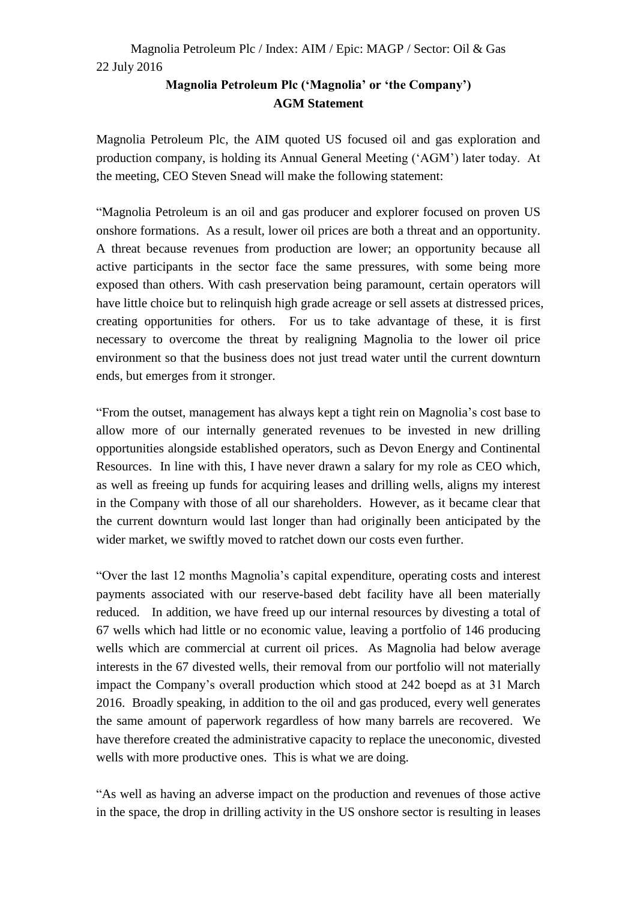Magnolia Petroleum Plc / Index: AIM / Epic: MAGP / Sector: Oil & Gas

22 July 2016

**Magnolia Petroleum Plc ('Magnolia' or 'the Company')**
**AGM Statement**

Magnolia Petroleum Plc, the AIM quoted US focused oil and gas exploration and production company, is holding its Annual General Meeting ('AGM') later today. At the meeting, CEO Steven Snead will make the following statement:

"Magnolia Petroleum is an oil and gas producer and explorer focused on proven US onshore formations. As a result, lower oil prices are both a threat and an opportunity. A threat because revenues from production are lower; an opportunity because all active participants in the sector face the same pressures, with some being more exposed than others. With cash preservation being paramount, certain operators will have little choice but to relinquish high grade acreage or sell assets at distressed prices, creating opportunities for others. For us to take advantage of these, it is first necessary to overcome the threat by realigning Magnolia to the lower oil price environment so that the business does not just tread water until the current downturn ends, but emerges from it stronger.

"From the outset, management has always kept a tight rein on Magnolia's cost base to allow more of our internally generated revenues to be invested in new drilling opportunities alongside established operators, such as Devon Energy and Continental Resources. In line with this, I have never drawn a salary for my role as CEO which, as well as freeing up funds for acquiring leases and drilling wells, aligns my interest in the Company with those of all our shareholders. However, as it became clear that the current downturn would last longer than had originally been anticipated by the wider market, we swiftly moved to ratchet down our costs even further.

"Over the last 12 months Magnolia's capital expenditure, operating costs and interest payments associated with our reserve-based debt facility have all been materially reduced. In addition, we have freed up our internal resources by divesting a total of 67 wells which had little or no economic value, leaving a portfolio of 146 producing wells which are commercial at current oil prices. As Magnolia had below average interests in the 67 divested wells, their removal from our portfolio will not materially impact the Company's overall production which stood at 242 boepd as at 31 March 2016. Broadly speaking, in addition to the oil and gas produced, every well generates the same amount of paperwork regardless of how many barrels are recovered. We have therefore created the administrative capacity to replace the uneconomic, divested wells with more productive ones. This is what we are doing.

"As well as having an adverse impact on the production and revenues of those active in the space, the drop in drilling activity in the US onshore sector is resulting in leases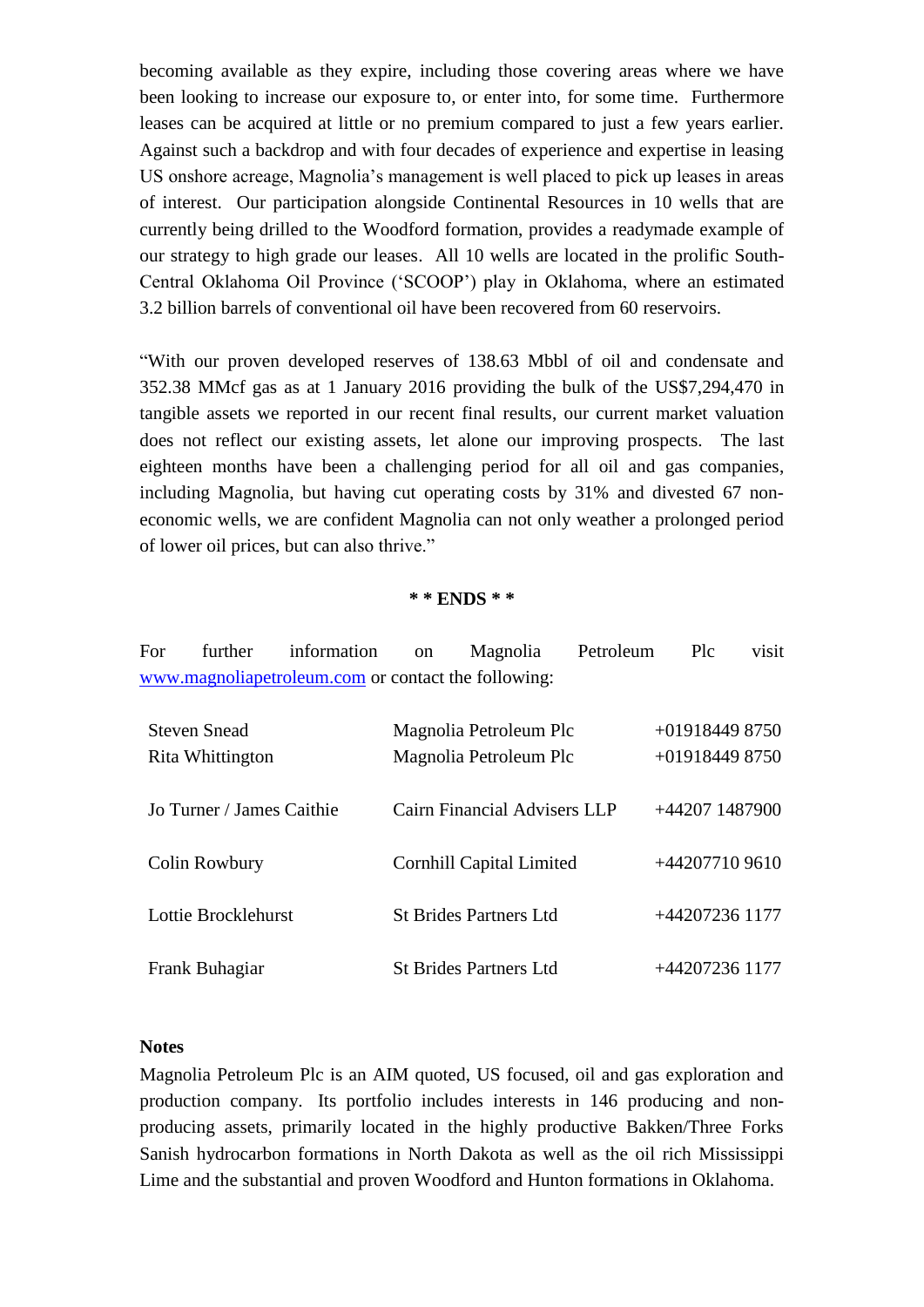becoming available as they expire, including those covering areas where we have been looking to increase our exposure to, or enter into, for some time. Furthermore leases can be acquired at little or no premium compared to just a few years earlier. Against such a backdrop and with four decades of experience and expertise in leasing US onshore acreage, Magnolia's management is well placed to pick up leases in areas of interest. Our participation alongside Continental Resources in 10 wells that are currently being drilled to the Woodford formation, provides a readymade example of our strategy to high grade our leases. All 10 wells are located in the prolific South-Central Oklahoma Oil Province ('SCOOP') play in Oklahoma, where an estimated 3.2 billion barrels of conventional oil have been recovered from 60 reservoirs.

"With our proven developed reserves of 138.63 Mbbl of oil and condensate and 352.38 MMcf gas as at 1 January 2016 providing the bulk of the US$7,294,470 in tangible assets we reported in our recent final results, our current market valuation does not reflect our existing assets, let alone our improving prospects. The last eighteen months have been a challenging period for all oil and gas companies, including Magnolia, but having cut operating costs by 31% and divested 67 non-economic wells, we are confident Magnolia can not only weather a prolonged period of lower oil prices, but can also thrive."

**\* \* ENDS \* \***

For further information on Magnolia Petroleum Plc visit [www.magnoliapetroleum.com](http://www.magnoliapetroleum.com) or contact the following:

| | | |
|---|---|---|
| Steven Snead | Magnolia Petroleum Plc | +01918449 8750 |
| Rita Whittington | Magnolia Petroleum Plc | +01918449 8750 |
| Jo Turner / James Caithie | Cairn Financial Advisers LLP | +44207 1487900 |
| Colin Rowbury | Cornhill Capital Limited | +44207710 9610 |
| Lottie Brocklehurst | St Brides Partners Ltd | +44207236 1177 |
| Frank Buhagiar | St Brides Partners Ltd | +44207236 1177 |

**Notes**

Magnolia Petroleum Plc is an AIM quoted, US focused, oil and gas exploration and production company. Its portfolio includes interests in 146 producing and non-producing assets, primarily located in the highly productive Bakken/Three Forks Sanish hydrocarbon formations in North Dakota as well as the oil rich Mississippi Lime and the substantial and proven Woodford and Hunton formations in Oklahoma.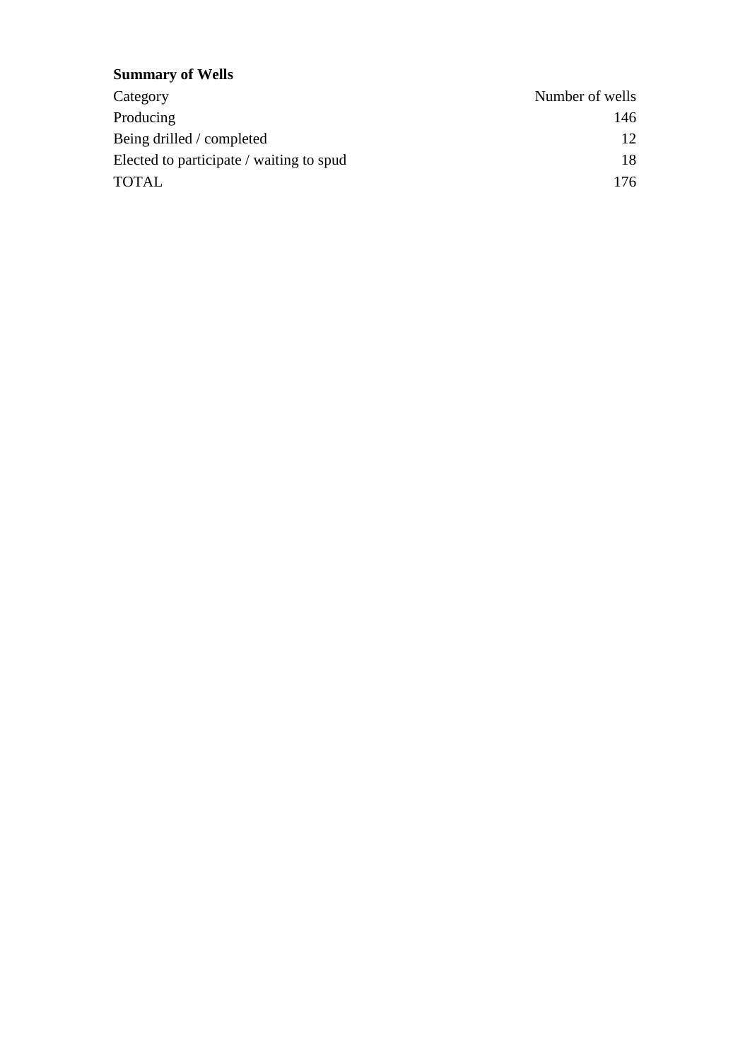**Summary of Wells**

| Category | Number of wells |
| --- | --- |
| Producing | 146 |
| Being drilled / completed | 12 |
| Elected to participate / waiting to spud | 18 |
| TOTAL | 176 |